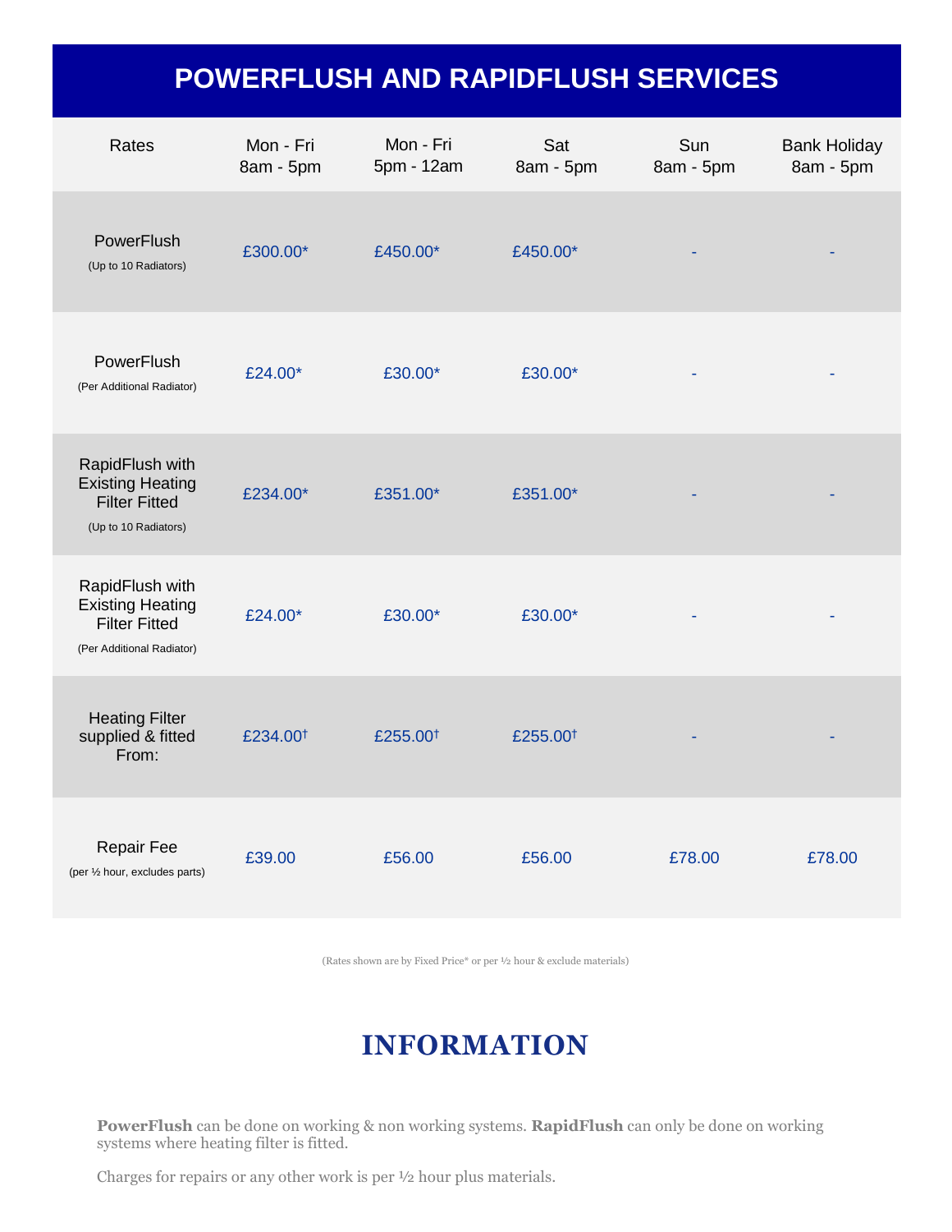# POWERFLUSH AND RAPIDFLUSH SERVICES

| Rates | Mon - Fri 8am - 5pm | Mon - Fri 5pm - 12am | Sat 8am - 5pm | Sun 8am - 5pm | Bank Holiday 8am - 5pm |
|---|---|---|---|---|---|
| PowerFlush (Up to 10 Radiators) | £300.00* | £450.00* | £450.00* | - | - |
| PowerFlush (Per Additional Radiator) | £24.00* | £30.00* | £30.00* | - | - |
| RapidFlush with Existing Heating Filter Fitted (Up to 10 Radiators) | £234.00* | £351.00* | £351.00* | - | - |
| RapidFlush with Existing Heating Filter Fitted (Per Additional Radiator) | £24.00* | £30.00* | £30.00* | - | - |
| Heating Filter supplied & fitted From: | £234.00† | £255.00† | £255.00† | - | - |
| Repair Fee (per ½ hour, excludes parts) | £39.00 | £56.00 | £56.00 | £78.00 | £78.00 |

(Rates shown are by Fixed Price* or per ½ hour & exclude materials)

## INFORMATION

**PowerFlush** can be done on working & non working systems. **RapidFlush** can only be done on working systems where heating filter is fitted.

Charges for repairs or any other work is per ½ hour plus materials.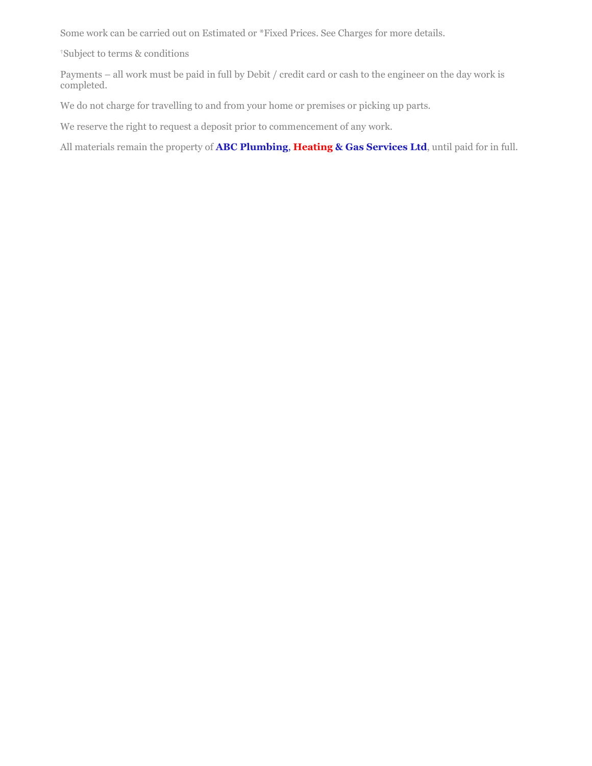Some work can be carried out on Estimated or *Fixed Prices. See Charges for more details.

†Subject to terms & conditions

Payments – all work must be paid in full by Debit / credit card or cash to the engineer on the day work is completed.

We do not charge for travelling to and from your home or premises or picking up parts.

We reserve the right to request a deposit prior to commencement of any work.

All materials remain the property of **ABC Plumbing**, **Heating & Gas Services Ltd**, until paid for in full.